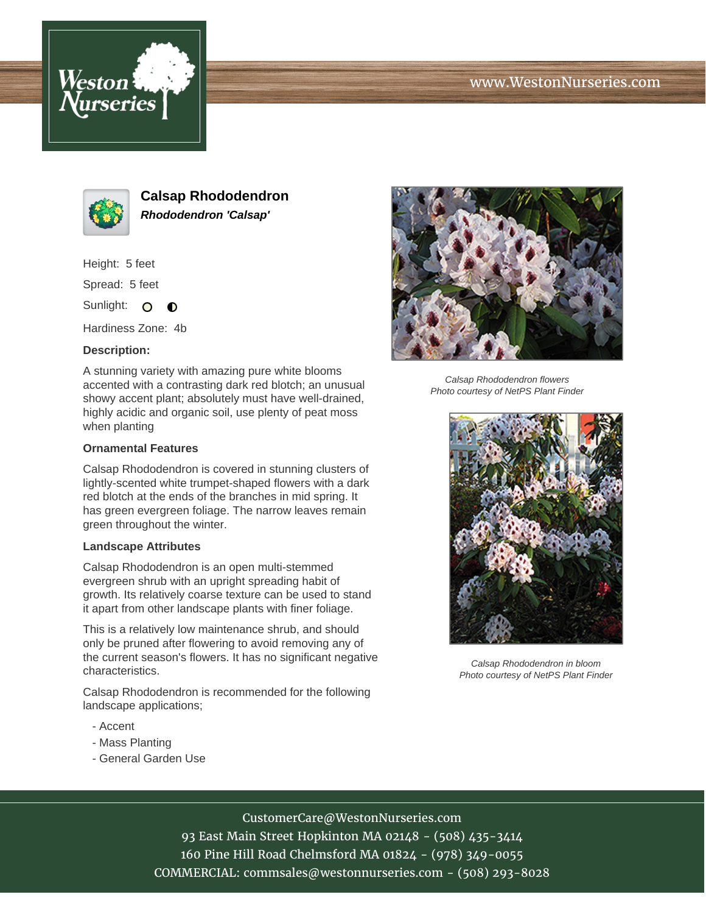# Calsap Rhododendron

***Rhododendron 'Calsap'***

Height: 5 feet

Spread: 5 feet

Sunlight:

Hardiness Zone: 4b

**Description:**

A stunning variety with amazing pure white blooms accented with a contrasting dark red blotch; an unusual showy accent plant; absolutely must have well-drained, highly acidic and organic soil, use plenty of peat moss when planting

**Ornamental Features**

Calsap Rhododendron is covered in stunning clusters of lightly-scented white trumpet-shaped flowers with a dark red blotch at the ends of the branches in mid spring. It has green evergreen foliage. The narrow leaves remain green throughout the winter.

**Landscape Attributes**

Calsap Rhododendron is an open multi-stemmed evergreen shrub with an upright spreading habit of growth. Its relatively coarse texture can be used to stand it apart from other landscape plants with finer foliage.

This is a relatively low maintenance shrub, and should only be pruned after flowering to avoid removing any of the current season's flowers. It has no significant negative characteristics.

Calsap Rhododendron is recommended for the following landscape applications;

- Accent
- Mass Planting
- General Garden Use

*Calsap Rhododendron flowers*
*Photo courtesy of NetPS Plant Finder*

*Calsap Rhododendron in bloom*
*Photo courtesy of NetPS Plant Finder*

CustomerCare@WestonNurseries.com
93 East Main Street Hopkinton MA 02148 - (508) 435-3414
160 Pine Hill Road Chelmsford MA 01824 - (978) 349-0055
COMMERCIAL: commsales@westonnurseries.com - (508) 293-8028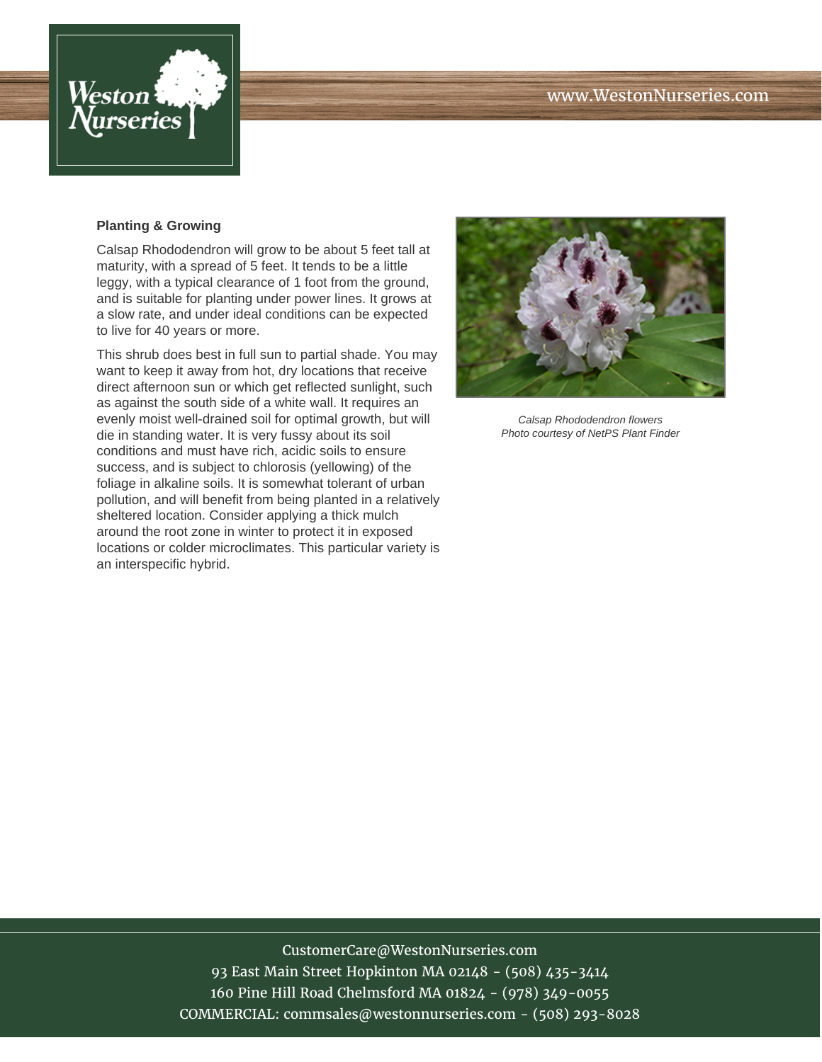### Planting & Growing

Calsap Rhododendron will grow to be about 5 feet tall at maturity, with a spread of 5 feet. It tends to be a little leggy, with a typical clearance of 1 foot from the ground, and is suitable for planting under power lines. It grows at a slow rate, and under ideal conditions can be expected to live for 40 years or more.

This shrub does best in full sun to partial shade. You may want to keep it away from hot, dry locations that receive direct afternoon sun or which get reflected sunlight, such as against the south side of a white wall. It requires an evenly moist well-drained soil for optimal growth, but will die in standing water. It is very fussy about its soil conditions and must have rich, acidic soils to ensure success, and is subject to chlorosis (yellowing) of the foliage in alkaline soils. It is somewhat tolerant of urban pollution, and will benefit from being planted in a relatively sheltered location. Consider applying a thick mulch around the root zone in winter to protect it in exposed locations or colder microclimates. This particular variety is an interspecific hybrid.

*Calsap Rhododendron flowers*
*Photo courtesy of NetPS Plant Finder*